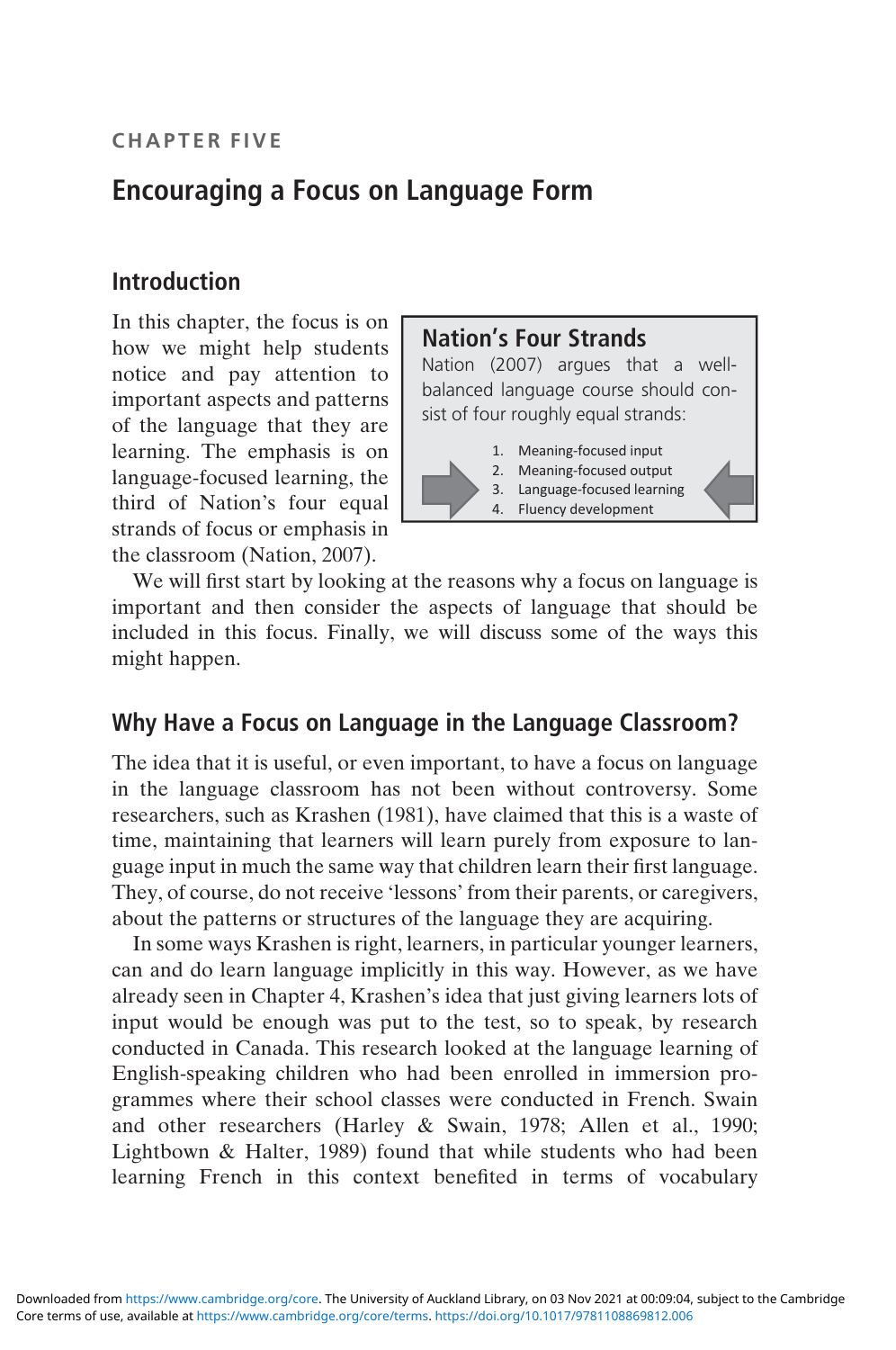CHAPTER FIVE

# Encouraging a Focus on Language Form

## Introduction

In this chapter, the focus is on how we might help students notice and pay attention to important aspects and patterns of the language that they are learning. The emphasis is on language-focused learning, the third of Nation's four equal strands of focus or emphasis in the classroom (Nation, 2007).

> **Nation's Four Strands**
>
> Nation (2007) argues that a well-balanced language course should consist of four roughly equal strands:
>
> 1. Meaning-focused input
> 2. Meaning-focused output
> 3. Language-focused learning
> 4. Fluency development

We will first start by looking at the reasons why a focus on language is important and then consider the aspects of language that should be included in this focus. Finally, we will discuss some of the ways this might happen.

## Why Have a Focus on Language in the Language Classroom?

The idea that it is useful, or even important, to have a focus on language in the language classroom has not been without controversy. Some researchers, such as Krashen (1981), have claimed that this is a waste of time, maintaining that learners will learn purely from exposure to language input in much the same way that children learn their first language. They, of course, do not receive 'lessons' from their parents, or caregivers, about the patterns or structures of the language they are acquiring.

In some ways Krashen is right, learners, in particular younger learners, can and do learn language implicitly in this way. However, as we have already seen in Chapter 4, Krashen's idea that just giving learners lots of input would be enough was put to the test, so to speak, by research conducted in Canada. This research looked at the language learning of English-speaking children who had been enrolled in immersion programmes where their school classes were conducted in French. Swain and other researchers (Harley & Swain, 1978; Allen et al., 1990; Lightbown & Halter, 1989) found that while students who had been learning French in this context benefited in terms of vocabulary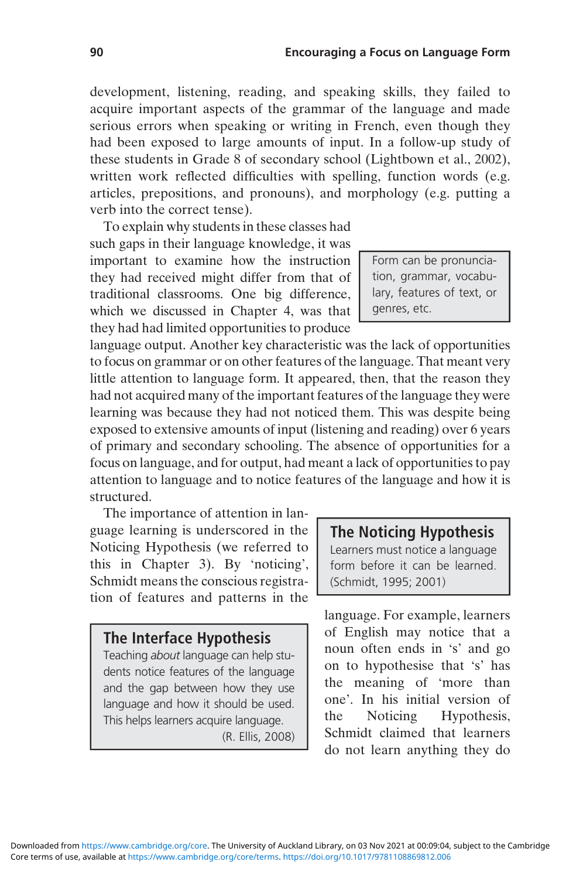development, listening, reading, and speaking skills, they failed to acquire important aspects of the grammar of the language and made serious errors when speaking or writing in French, even though they had been exposed to large amounts of input. In a follow-up study of these students in Grade 8 of secondary school (Lightbown et al., 2002), written work reflected difficulties with spelling, function words (e.g. articles, prepositions, and pronouns), and morphology (e.g. putting a verb into the correct tense).

To explain why students in these classes had such gaps in their language knowledge, it was important to examine how the instruction they had received might differ from that of traditional classrooms. One big difference, which we discussed in Chapter 4, was that they had had limited opportunities to produce language output. Another key characteristic was the lack of opportunities to focus on grammar or on other features of the language. That meant very little attention to language form. It appeared, then, that the reason they had not acquired many of the important features of the language they were learning was because they had not noticed them. This was despite being exposed to extensive amounts of input (listening and reading) over 6 years of primary and secondary schooling. The absence of opportunities for a focus on language, and for output, had meant a lack of opportunities to pay attention to language and to notice features of the language and how it is structured.

> Form can be pronunciation, grammar, vocabulary, features of text, or genres, etc.

The importance of attention in language learning is underscored in the Noticing Hypothesis (we referred to this in Chapter 3). By 'noticing', Schmidt means the conscious registration of features and patterns in the language. For example, learners of English may notice that a noun often ends in 's' and go on to hypothesise that 's' has the meaning of 'more than one'. In his initial version of the Noticing Hypothesis, Schmidt claimed that learners do not learn anything they do

> **The Noticing Hypothesis**
>
> Learners must notice a language form before it can be learned. (Schmidt, 1995; 2001)

> **The Interface Hypothesis**
>
> Teaching *about* language can help students notice features of the language and the gap between how they use language and how it should be used. This helps learners acquire language.
>
> (R. Ellis, 2008)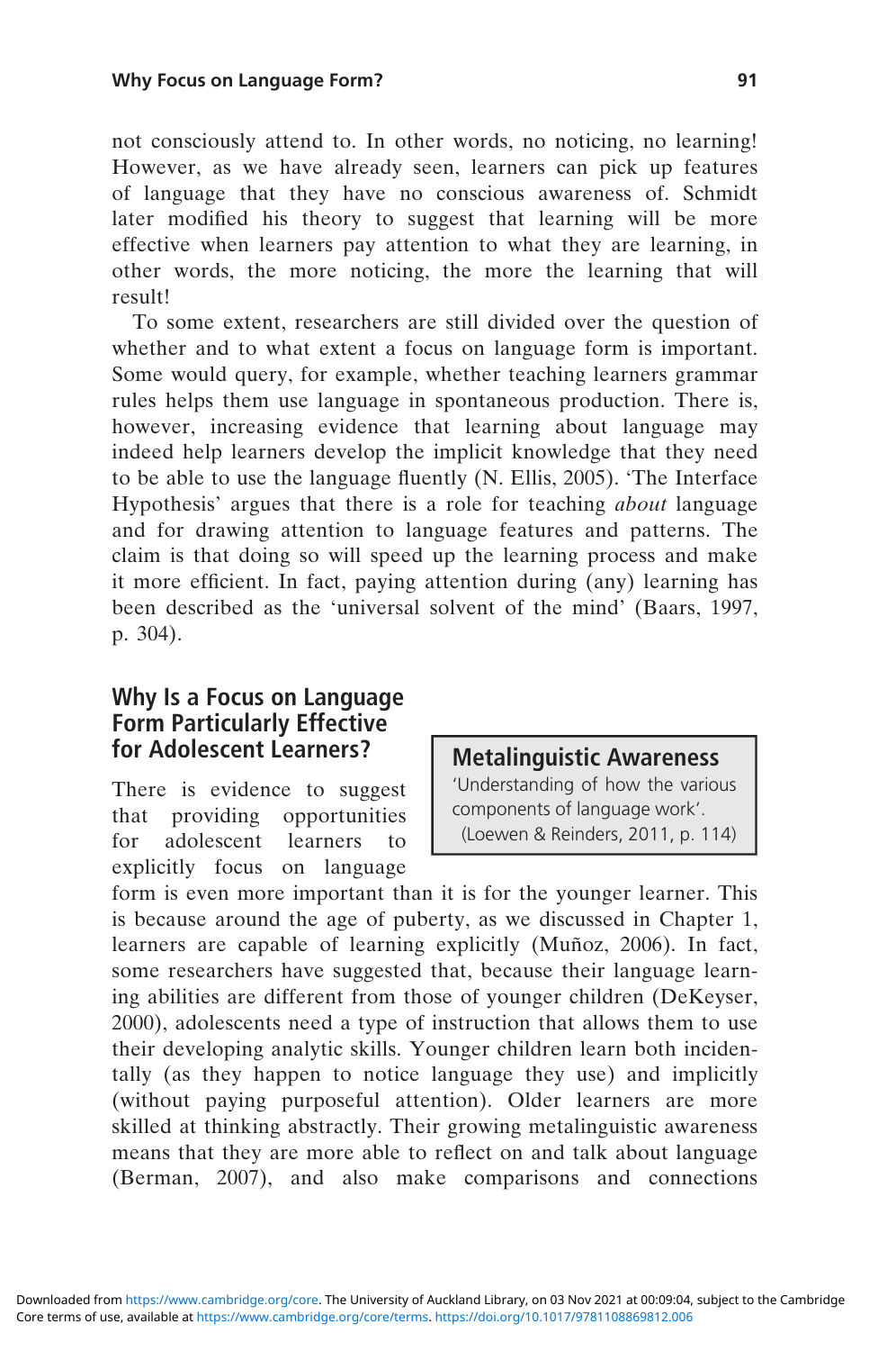not consciously attend to. In other words, no noticing, no learning! However, as we have already seen, learners can pick up features of language that they have no conscious awareness of. Schmidt later modified his theory to suggest that learning will be more effective when learners pay attention to what they are learning, in other words, the more noticing, the more the learning that will result!

To some extent, researchers are still divided over the question of whether and to what extent a focus on language form is important. Some would query, for example, whether teaching learners grammar rules helps them use language in spontaneous production. There is, however, increasing evidence that learning about language may indeed help learners develop the implicit knowledge that they need to be able to use the language fluently (N. Ellis, 2005). 'The Interface Hypothesis' argues that there is a role for teaching *about* language and for drawing attention to language features and patterns. The claim is that doing so will speed up the learning process and make it more efficient. In fact, paying attention during (any) learning has been described as the 'universal solvent of the mind' (Baars, 1997, p. 304).

## Why Is a Focus on Language Form Particularly Effective for Adolescent Learners?

> **Metalinguistic Awareness**
> 'Understanding of how the various components of language work'.
> (Loewen & Reinders, 2011, p. 114)

There is evidence to suggest that providing opportunities for adolescent learners to explicitly focus on language form is even more important than it is for the younger learner. This is because around the age of puberty, as we discussed in Chapter 1, learners are capable of learning explicitly (Muñoz, 2006). In fact, some researchers have suggested that, because their language learning abilities are different from those of younger children (DeKeyser, 2000), adolescents need a type of instruction that allows them to use their developing analytic skills. Younger children learn both incidentally (as they happen to notice language they use) and implicitly (without paying purposeful attention). Older learners are more skilled at thinking abstractly. Their growing metalinguistic awareness means that they are more able to reflect on and talk about language (Berman, 2007), and also make comparisons and connections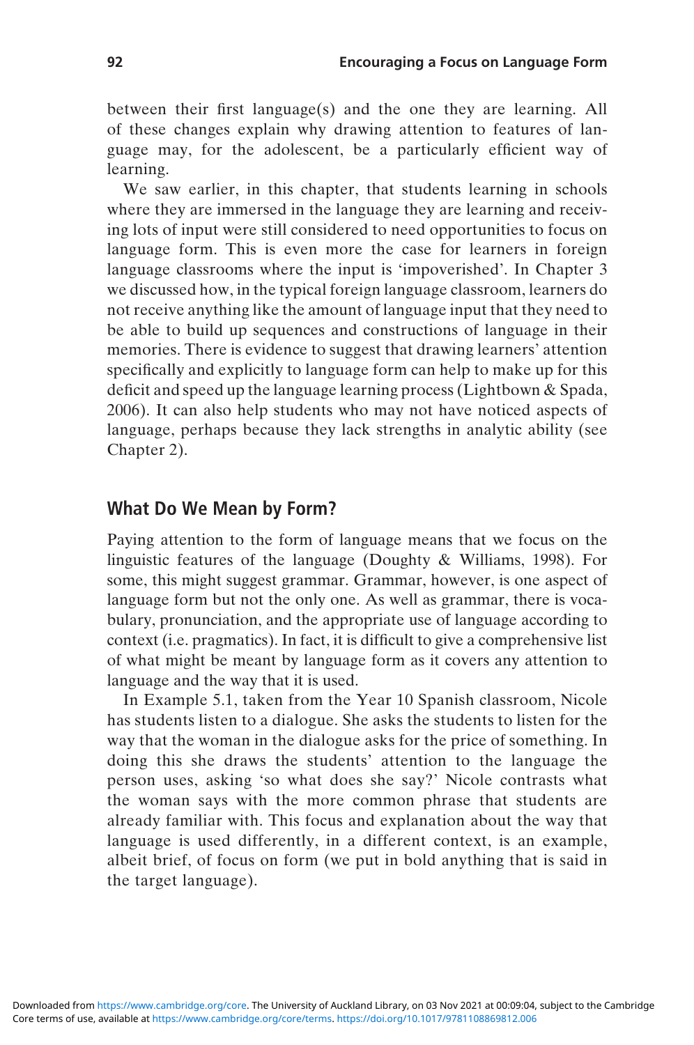between their first language(s) and the one they are learning. All of these changes explain why drawing attention to features of language may, for the adolescent, be a particularly efficient way of learning.

We saw earlier, in this chapter, that students learning in schools where they are immersed in the language they are learning and receiving lots of input were still considered to need opportunities to focus on language form. This is even more the case for learners in foreign language classrooms where the input is 'impoverished'. In Chapter 3 we discussed how, in the typical foreign language classroom, learners do not receive anything like the amount of language input that they need to be able to build up sequences and constructions of language in their memories. There is evidence to suggest that drawing learners' attention specifically and explicitly to language form can help to make up for this deficit and speed up the language learning process (Lightbown & Spada, 2006). It can also help students who may not have noticed aspects of language, perhaps because they lack strengths in analytic ability (see Chapter 2).

## What Do We Mean by Form?

Paying attention to the form of language means that we focus on the linguistic features of the language (Doughty & Williams, 1998). For some, this might suggest grammar. Grammar, however, is one aspect of language form but not the only one. As well as grammar, there is vocabulary, pronunciation, and the appropriate use of language according to context (i.e. pragmatics). In fact, it is difficult to give a comprehensive list of what might be meant by language form as it covers any attention to language and the way that it is used.

In Example 5.1, taken from the Year 10 Spanish classroom, Nicole has students listen to a dialogue. She asks the students to listen for the way that the woman in the dialogue asks for the price of something. In doing this she draws the students' attention to the language the person uses, asking 'so what does she say?' Nicole contrasts what the woman says with the more common phrase that students are already familiar with. This focus and explanation about the way that language is used differently, in a different context, is an example, albeit brief, of focus on form (we put in bold anything that is said in the target language).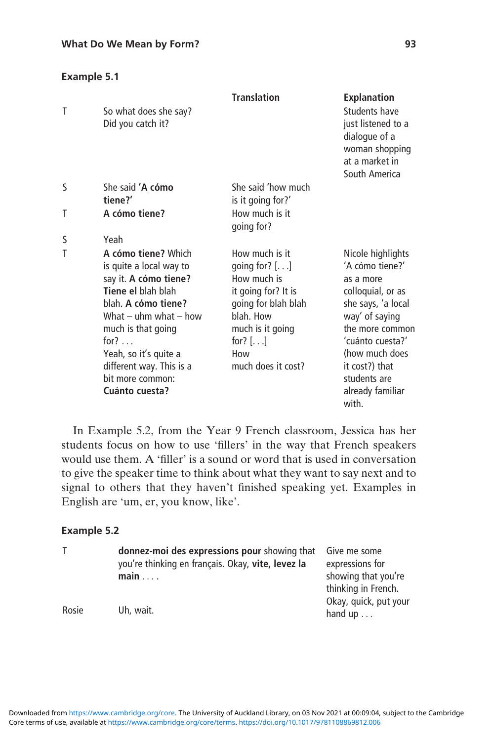**Example 5.1**

| | | Translation | Explanation |
|---|---|---|---|
| T | So what does she say? Did you catch it? | | Students have just listened to a dialogue of a woman shopping at a market in South America |
| S | She said **'A cómo tiene?'** | She said 'how much is it going for?' | |
| T | **A cómo tiene?** | How much is it going for? | |
| S | Yeah | | |
| T | **A cómo tiene?** Which is quite a local way to say it. **A cómo tiene? Tiene el** blah blah blah. **A cómo tiene?** What – uhm what – how much is that going for? . . . Yeah, so it's quite a different way. This is a bit more common: **Cuánto cuesta?** | How much is it going for? [. . .] How much is it going for? It is going for blah blah blah. How much is it going for? [. . .] How much does it cost? | Nicole highlights 'A cómo tiene?' as a more colloquial, or as she says, 'a local way' of saying the more common 'cuánto cuesta?' (how much does it cost?) that students are already familiar with. |

In Example 5.2, from the Year 9 French classroom, Jessica has her students focus on how to use 'fillers' in the way that French speakers would use them. A 'filler' is a sound or word that is used in conversation to give the speaker time to think about what they want to say next and to signal to others that they haven't finished speaking yet. Examples in English are 'um, er, you know, like'.

**Example 5.2**

| | | |
|---|---|---|
| T | **donnez-moi des expressions pour** showing that you're thinking en français. Okay, **vite, levez la main** . . . . | Give me some expressions for showing that you're thinking in French. Okay, quick, put your hand up . . . |
| Rosie | Uh, wait. | |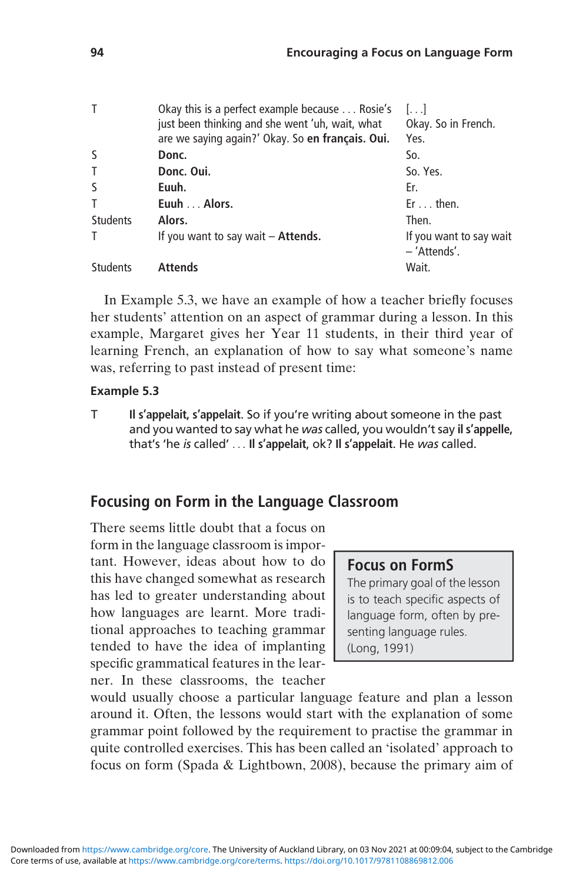| | | |
|---|---|---|
| T | Okay this is a perfect example because . . . Rosie's just been thinking and she went 'uh, wait, what are we saying again?' Okay. So **en français. Oui.** | [. . .] Okay. So in French. Yes. |
| S | **Donc.** | So. |
| T | **Donc. Oui.** | So. Yes. |
| S | **Euuh.** | Er. |
| T | **Euuh** . . . **Alors.** | Er . . . then. |
| Students | **Alors.** | Then. |
| T | If you want to say wait – **Attends.** | If you want to say wait – 'Attends'. |
| Students | **Attends** | Wait. |

In Example 5.3, we have an example of how a teacher briefly focuses her students' attention on an aspect of grammar during a lesson. In this example, Margaret gives her Year 11 students, in their third year of learning French, an explanation of how to say what someone's name was, referring to past instead of present time:

**Example 5.3**

T **Il s'appelait, s'appelait**. So if you're writing about someone in the past and you wanted to say what he *was* called, you wouldn't say **il s'appelle,** that's 'he *is* called' . . . **Il s'appelait,** ok? **Il s'appelait**. He *was* called.

## Focusing on Form in the Language Classroom

> **Focus on FormS**
> The primary goal of the lesson is to teach specific aspects of language form, often by presenting language rules. (Long, 1991)

There seems little doubt that a focus on form in the language classroom is important. However, ideas about how to do this have changed somewhat as research has led to greater understanding about how languages are learnt. More traditional approaches to teaching grammar tended to have the idea of implanting specific grammatical features in the learner. In these classrooms, the teacher would usually choose a particular language feature and plan a lesson around it. Often, the lessons would start with the explanation of some grammar point followed by the requirement to practise the grammar in quite controlled exercises. This has been called an 'isolated' approach to focus on form (Spada & Lightbown, 2008), because the primary aim of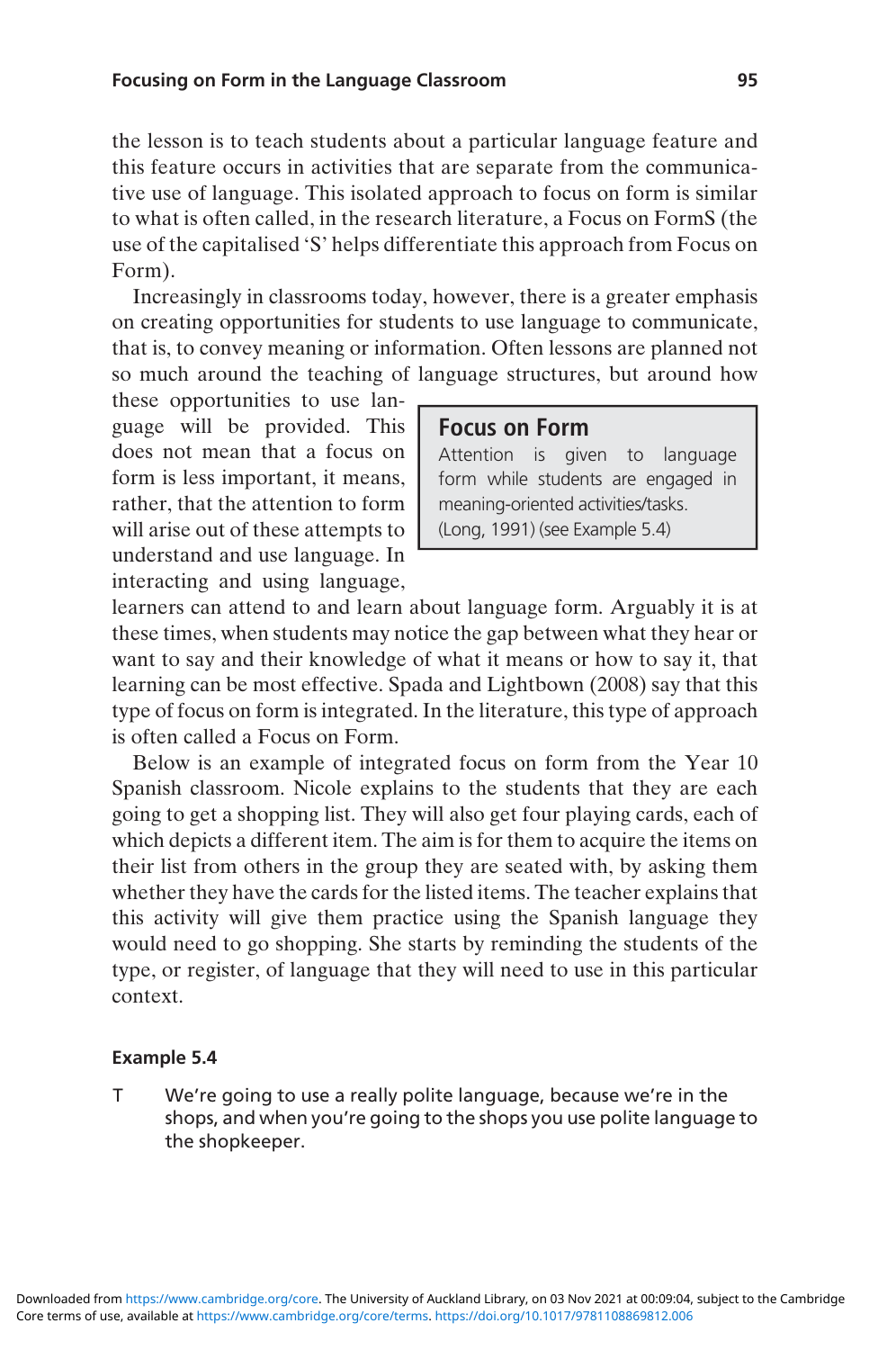the lesson is to teach students about a particular language feature and this feature occurs in activities that are separate from the communicative use of language. This isolated approach to focus on form is similar to what is often called, in the research literature, a Focus on FormS (the use of the capitalised 'S' helps differentiate this approach from Focus on Form).

Increasingly in classrooms today, however, there is a greater emphasis on creating opportunities for students to use language to communicate, that is, to convey meaning or information. Often lessons are planned not so much around the teaching of language structures, but around how these opportunities to use language will be provided. This does not mean that a focus on form is less important, it means, rather, that the attention to form will arise out of these attempts to understand and use language. In interacting and using language, learners can attend to and learn about language form. Arguably it is at these times, when students may notice the gap between what they hear or want to say and their knowledge of what it means or how to say it, that learning can be most effective. Spada and Lightbown (2008) say that this type of focus on form is integrated. In the literature, this type of approach is often called a Focus on Form.

> **Focus on Form**
> Attention is given to language form while students are engaged in meaning-oriented activities/tasks. (Long, 1991) (see Example 5.4)

Below is an example of integrated focus on form from the Year 10 Spanish classroom. Nicole explains to the students that they are each going to get a shopping list. They will also get four playing cards, each of which depicts a different item. The aim is for them to acquire the items on their list from others in the group they are seated with, by asking them whether they have the cards for the listed items. The teacher explains that this activity will give them practice using the Spanish language they would need to go shopping. She starts by reminding the students of the type, or register, of language that they will need to use in this particular context.

**Example 5.4**

T We're going to use a really polite language, because we're in the shops, and when you're going to the shops you use polite language to the shopkeeper.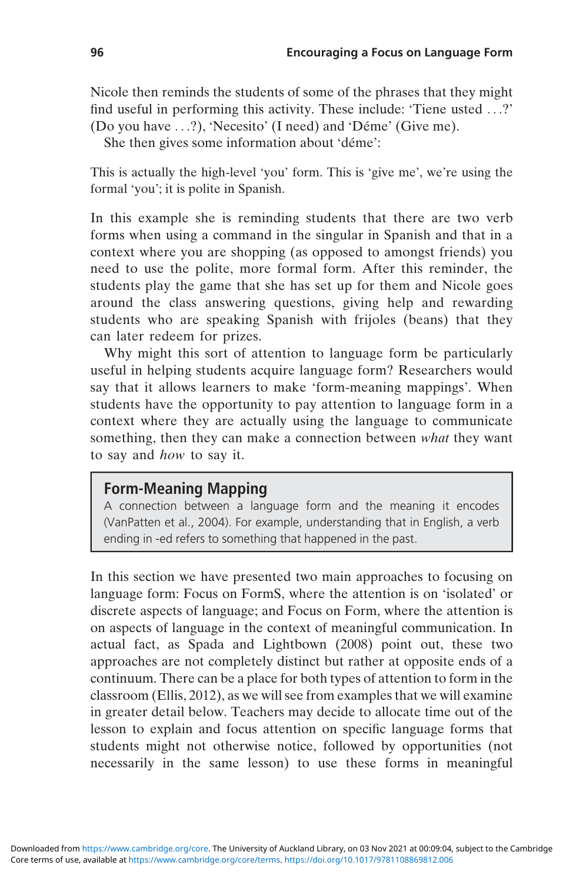Nicole then reminds the students of some of the phrases that they might find useful in performing this activity. These include: 'Tiene usted . . .?' (Do you have . . .?), 'Necesito' (I need) and 'Déme' (Give me).

She then gives some information about 'déme':

> This is actually the high-level 'you' form. This is 'give me', we're using the formal 'you'; it is polite in Spanish.

In this example she is reminding students that there are two verb forms when using a command in the singular in Spanish and that in a context where you are shopping (as opposed to amongst friends) you need to use the polite, more formal form. After this reminder, the students play the game that she has set up for them and Nicole goes around the class answering questions, giving help and rewarding students who are speaking Spanish with frijoles (beans) that they can later redeem for prizes.

Why might this sort of attention to language form be particularly useful in helping students acquire language form? Researchers would say that it allows learners to make 'form-meaning mappings'. When students have the opportunity to pay attention to language form in a context where they are actually using the language to communicate something, then they can make a connection between *what* they want to say and *how* to say it.

> **Form-Meaning Mapping**
>
> A connection between a language form and the meaning it encodes (VanPatten et al., 2004). For example, understanding that in English, a verb ending in -ed refers to something that happened in the past.

In this section we have presented two main approaches to focusing on language form: Focus on FormS, where the attention is on 'isolated' or discrete aspects of language; and Focus on Form, where the attention is on aspects of language in the context of meaningful communication. In actual fact, as Spada and Lightbown (2008) point out, these two approaches are not completely distinct but rather at opposite ends of a continuum. There can be a place for both types of attention to form in the classroom (Ellis, 2012), as we will see from examples that we will examine in greater detail below. Teachers may decide to allocate time out of the lesson to explain and focus attention on specific language forms that students might not otherwise notice, followed by opportunities (not necessarily in the same lesson) to use these forms in meaningful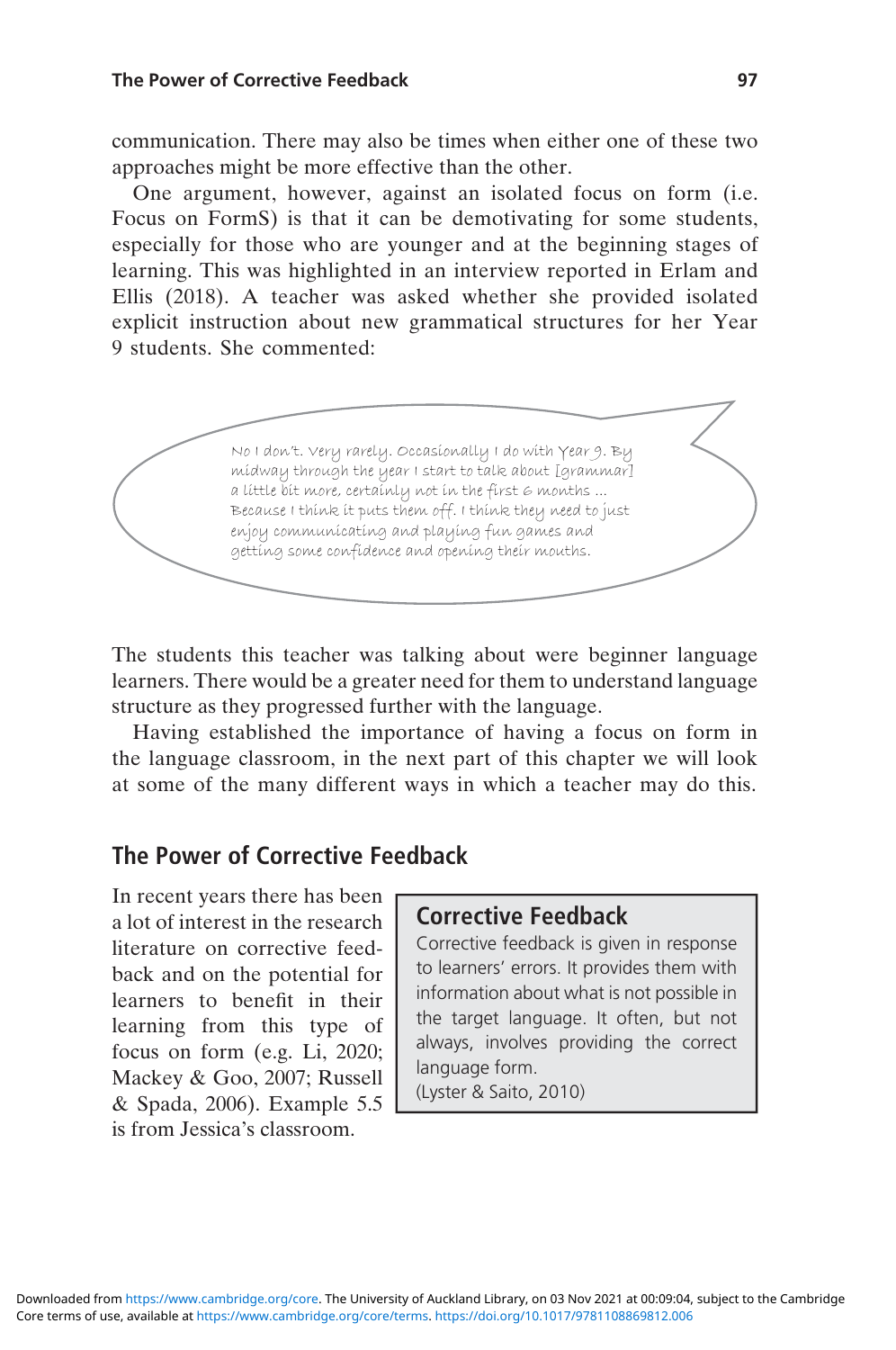communication. There may also be times when either one of these two approaches might be more effective than the other.

One argument, however, against an isolated focus on form (i.e. Focus on FormS) is that it can be demotivating for some students, especially for those who are younger and at the beginning stages of learning. This was highlighted in an interview reported in Erlam and Ellis (2018). A teacher was asked whether she provided isolated explicit instruction about new grammatical structures for her Year 9 students. She commented:

> No I don't. Very rarely. Occasionally I do with Year 9. By midway through the year I start to talk about [grammar] a little bit more, certainly not in the first 6 months … Because I think it puts them off. I think they need to just enjoy communicating and playing fun games and getting some confidence and opening their mouths.

The students this teacher was talking about were beginner language learners. There would be a greater need for them to understand language structure as they progressed further with the language.

Having established the importance of having a focus on form in the language classroom, in the next part of this chapter we will look at some of the many different ways in which a teacher may do this.

## The Power of Corrective Feedback

In recent years there has been a lot of interest in the research literature on corrective feedback and on the potential for learners to benefit in their learning from this type of focus on form (e.g. Li, 2020; Mackey & Goo, 2007; Russell & Spada, 2006). Example 5.5 is from Jessica's classroom.

> **Corrective Feedback**
>
> Corrective feedback is given in response to learners' errors. It provides them with information about what is not possible in the target language. It often, but not always, involves providing the correct language form.
>
> (Lyster & Saito, 2010)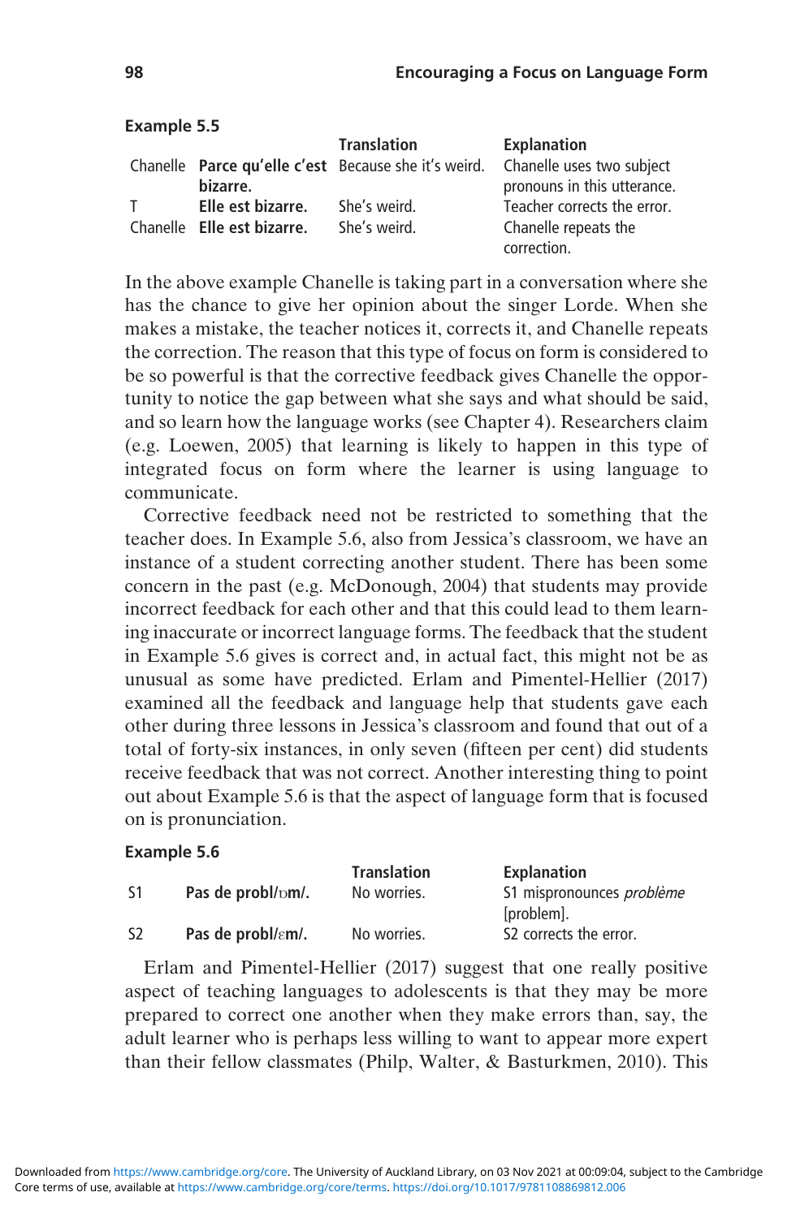**Example 5.5**

| | | Translation | Explanation |
|---|---|---|---|
| Chanelle | **Parce qu'elle c'est bizarre.** | Because she it's weird. | Chanelle uses two subject pronouns in this utterance. |
| T | **Elle est bizarre.** | She's weird. | Teacher corrects the error. |
| Chanelle | **Elle est bizarre.** | She's weird. | Chanelle repeats the correction. |

In the above example Chanelle is taking part in a conversation where she has the chance to give her opinion about the singer Lorde. When she makes a mistake, the teacher notices it, corrects it, and Chanelle repeats the correction. The reason that this type of focus on form is considered to be so powerful is that the corrective feedback gives Chanelle the opportunity to notice the gap between what she says and what should be said, and so learn how the language works (see Chapter 4). Researchers claim (e.g. Loewen, 2005) that learning is likely to happen in this type of integrated focus on form where the learner is using language to communicate.

Corrective feedback need not be restricted to something that the teacher does. In Example 5.6, also from Jessica's classroom, we have an instance of a student correcting another student. There has been some concern in the past (e.g. McDonough, 2004) that students may provide incorrect feedback for each other and that this could lead to them learning inaccurate or incorrect language forms. The feedback that the student in Example 5.6 gives is correct and, in actual fact, this might not be as unusual as some have predicted. Erlam and Pimentel-Hellier (2017) examined all the feedback and language help that students gave each other during three lessons in Jessica's classroom and found that out of a total of forty-six instances, in only seven (fifteen per cent) did students receive feedback that was not correct. Another interesting thing to point out about Example 5.6 is that the aspect of language form that is focused on is pronunciation.

**Example 5.6**

| | | Translation | Explanation |
|---|---|---|---|
| S1 | **Pas de probl/ɒm/.** | No worries. | S1 mispronounces *problème* [problem]. |
| S2 | **Pas de probl/ɛm/.** | No worries. | S2 corrects the error. |

Erlam and Pimentel-Hellier (2017) suggest that one really positive aspect of teaching languages to adolescents is that they may be more prepared to correct one another when they make errors than, say, the adult learner who is perhaps less willing to want to appear more expert than their fellow classmates (Philp, Walter, & Basturkmen, 2010). This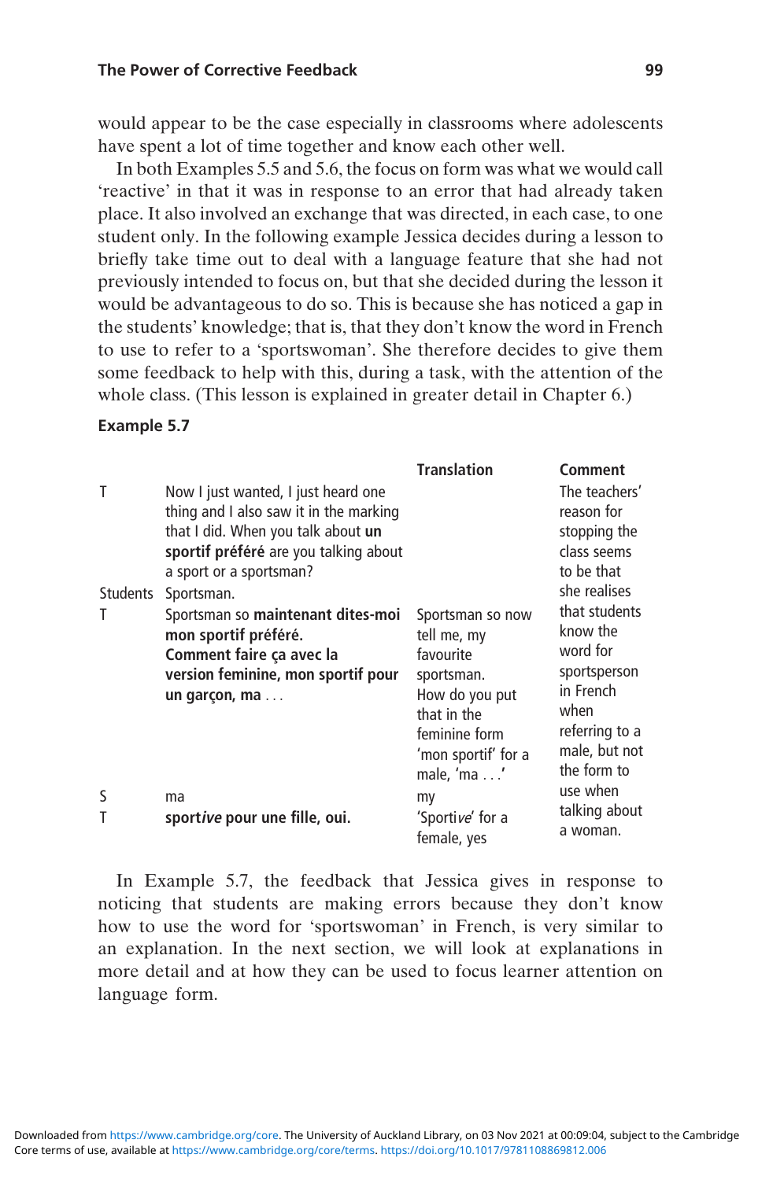would appear to be the case especially in classrooms where adolescents have spent a lot of time together and know each other well.

In both Examples 5.5 and 5.6, the focus on form was what we would call 'reactive' in that it was in response to an error that had already taken place. It also involved an exchange that was directed, in each case, to one student only. In the following example Jessica decides during a lesson to briefly take time out to deal with a language feature that she had not previously intended to focus on, but that she decided during the lesson it would be advantageous to do so. This is because she has noticed a gap in the students' knowledge; that is, that they don't know the word in French to use to refer to a 'sportswoman'. She therefore decides to give them some feedback to help with this, during a task, with the attention of the whole class. (This lesson is explained in greater detail in Chapter 6.)

**Example 5.7**

| | | Translation | Comment |
|---|---|---|---|
| T | Now I just wanted, I just heard one thing and I also saw it in the marking that I did. When you talk about **un sportif préféré** are you talking about a sport or a sportsman? | | The teachers' reason for stopping the class seems to be that she realises that students know the word for sportsperson in French when referring to a male, but not the form to use when talking about a woman. |
| Students | Sportsman. | | |
| T | Sportsman so **maintenant dites-moi mon sportif préféré. Comment faire ça avec la version feminine, mon sportif pour un garçon, ma** . . . | Sportsman so now tell me, my favourite sportsman. How do you put that in the feminine form 'mon sportif' for a male, 'ma . . .' | |
| S | ma | my | |
| T | **sport*ive* pour une fille, oui.** | 'Sport*ive*' for a female, yes | |

In Example 5.7, the feedback that Jessica gives in response to noticing that students are making errors because they don't know how to use the word for 'sportswoman' in French, is very similar to an explanation. In the next section, we will look at explanations in more detail and at how they can be used to focus learner attention on language form.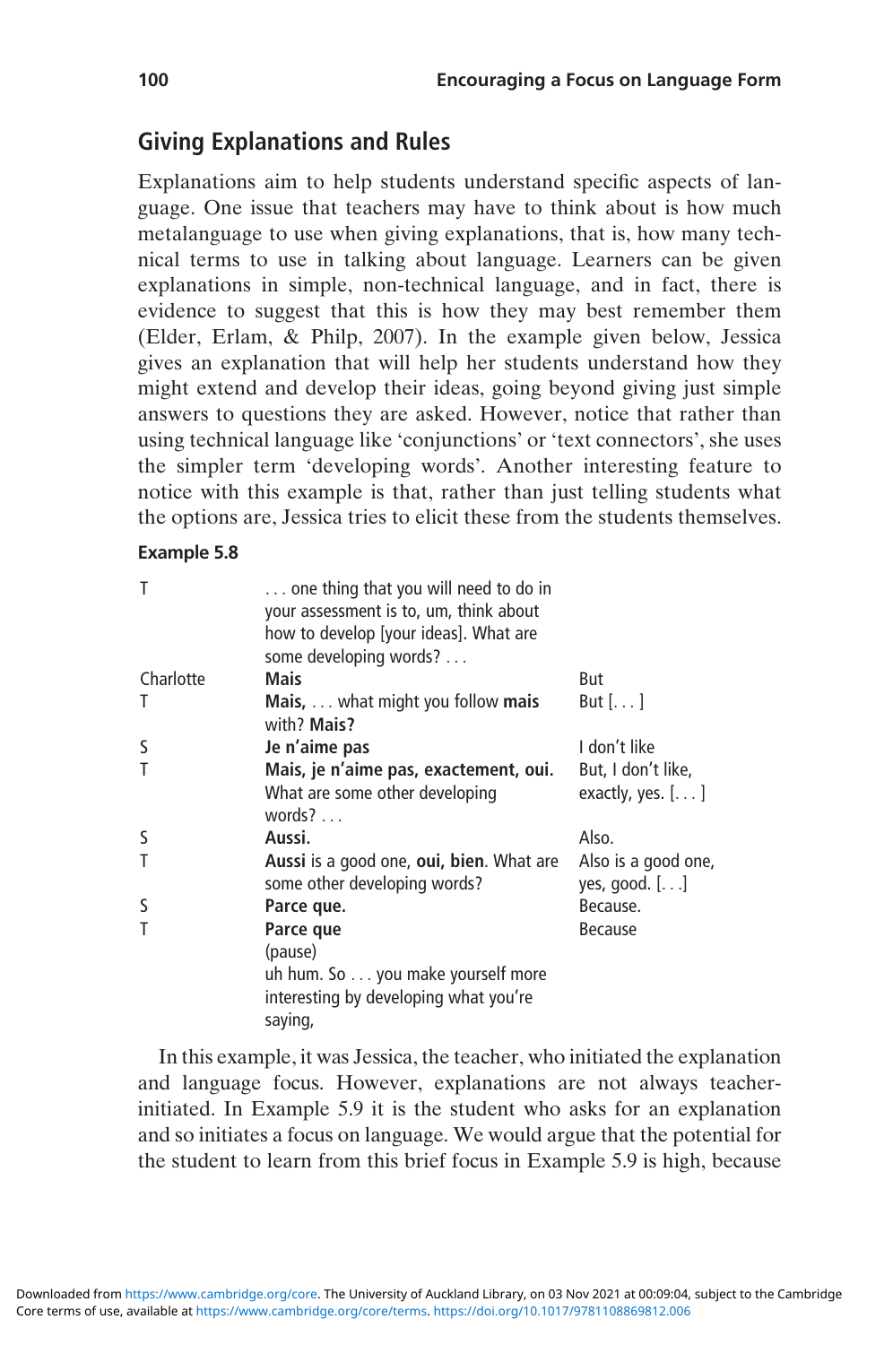## Giving Explanations and Rules

Explanations aim to help students understand specific aspects of language. One issue that teachers may have to think about is how much metalanguage to use when giving explanations, that is, how many technical terms to use in talking about language. Learners can be given explanations in simple, non-technical language, and in fact, there is evidence to suggest that this is how they may best remember them (Elder, Erlam, & Philp, 2007). In the example given below, Jessica gives an explanation that will help her students understand how they might extend and develop their ideas, going beyond giving just simple answers to questions they are asked. However, notice that rather than using technical language like 'conjunctions' or 'text connectors', she uses the simpler term 'developing words'. Another interesting feature to notice with this example is that, rather than just telling students what the options are, Jessica tries to elicit these from the students themselves.

**Example 5.8**

| | | |
|---|---|---|
| T | . . . one thing that you will need to do in your assessment is to, um, think about how to develop [your ideas]. What are some developing words? . . . | |
| Charlotte | **Mais** | But |
| T | **Mais,** . . . what might you follow **mais** with? **Mais?** | But [. . . ] |
| S | **Je n'aime pas** | I don't like |
| T | **Mais, je n'aime pas, exactement, oui.** What are some other developing words? . . . | But, I don't like, exactly, yes. [. . . ] |
| S | **Aussi.** | Also. |
| T | **Aussi** is a good one, **oui, bien**. What are some other developing words? | Also is a good one, yes, good. [. . .] |
| S | **Parce que.** | Because. |
| T | **Parce que** (pause) uh hum. So . . . you make yourself more interesting by developing what you're saying, | Because |

In this example, it was Jessica, the teacher, who initiated the explanation and language focus. However, explanations are not always teacher-initiated. In Example 5.9 it is the student who asks for an explanation and so initiates a focus on language. We would argue that the potential for the student to learn from this brief focus in Example 5.9 is high, because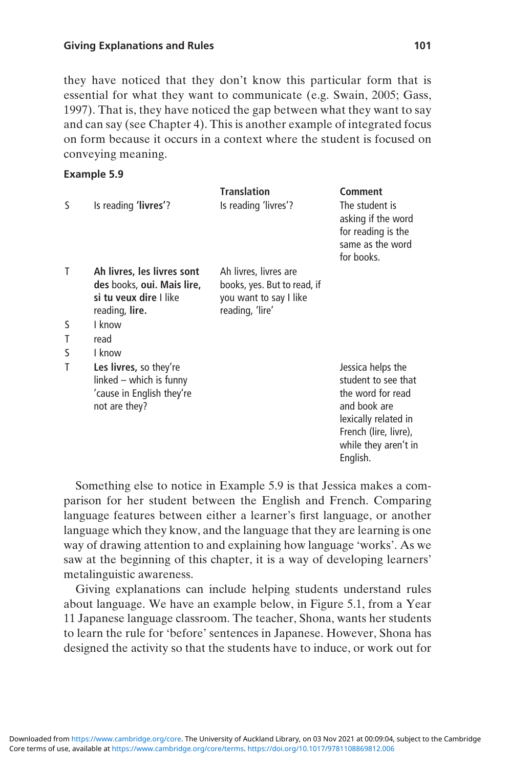they have noticed that they don't know this particular form that is essential for what they want to communicate (e.g. Swain, 2005; Gass, 1997). That is, they have noticed the gap between what they want to say and can say (see Chapter 4). This is another example of integrated focus on form because it occurs in a context where the student is focused on conveying meaning.

**Example 5.9**

| | | Translation | Comment |
|---|---|---|---|
| S | Is reading **'livres'**? | Is reading 'livres'? | The student is asking if the word for reading is the same as the word for books. |
| T | **Ah livres, les livres sont des** books, **oui. Mais lire, si tu veux dire** I like reading, **lire.** | Ah livres, livres are books, yes. But to read, if you want to say I like reading, 'lire' | |
| S | I know | | |
| T | read | | |
| S | I know | | |
| T | **Les livres,** so they're linked – which is funny 'cause in English they're not are they? | | Jessica helps the student to see that the word for read and book are lexically related in French (lire, livre), while they aren't in English. |

Something else to notice in Example 5.9 is that Jessica makes a comparison for her student between the English and French. Comparing language features between either a learner's first language, or another language which they know, and the language that they are learning is one way of drawing attention to and explaining how language 'works'. As we saw at the beginning of this chapter, it is a way of developing learners' metalinguistic awareness.

Giving explanations can include helping students understand rules about language. We have an example below, in Figure 5.1, from a Year 11 Japanese language classroom. The teacher, Shona, wants her students to learn the rule for 'before' sentences in Japanese. However, Shona has designed the activity so that the students have to induce, or work out for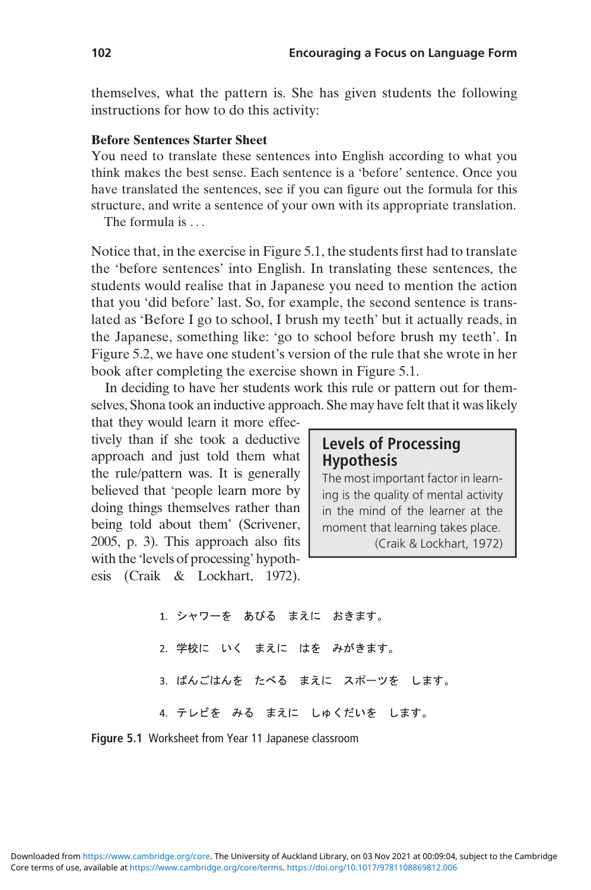themselves, what the pattern is. She has given students the following instructions for how to do this activity:

**Before Sentences Starter Sheet**

You need to translate these sentences into English according to what you think makes the best sense. Each sentence is a 'before' sentence. Once you have translated the sentences, see if you can figure out the formula for this structure, and write a sentence of your own with its appropriate translation.

The formula is . . .

Notice that, in the exercise in Figure 5.1, the students first had to translate the 'before sentences' into English. In translating these sentences, the students would realise that in Japanese you need to mention the action that you 'did before' last. So, for example, the second sentence is translated as 'Before I go to school, I brush my teeth' but it actually reads, in the Japanese, something like: 'go to school before brush my teeth'. In Figure 5.2, we have one student's version of the rule that she wrote in her book after completing the exercise shown in Figure 5.1.

In deciding to have her students work this rule or pattern out for themselves, Shona took an inductive approach. She may have felt that it was likely that they would learn it more effectively than if she took a deductive approach and just told them what the rule/pattern was. It is generally believed that 'people learn more by doing things themselves rather than being told about them' (Scrivener, 2005, p. 3). This approach also fits with the 'levels of processing' hypothesis (Craik & Lockhart, 1972).

> **Levels of Processing Hypothesis**
>
> The most important factor in learning is the quality of mental activity in the mind of the learner at the moment that learning takes place.
>
> (Craik & Lockhart, 1972)

1. シャワーを　あびる　まえに　おきます。
2. 学校に　いく　まえに　はを　みがきます。
3. ばんごはんを　たべる　まえに　スポーツを　します。
4. テレビを　みる　まえに　しゅくだいを　します。

**Figure 5.1** Worksheet from Year 11 Japanese classroom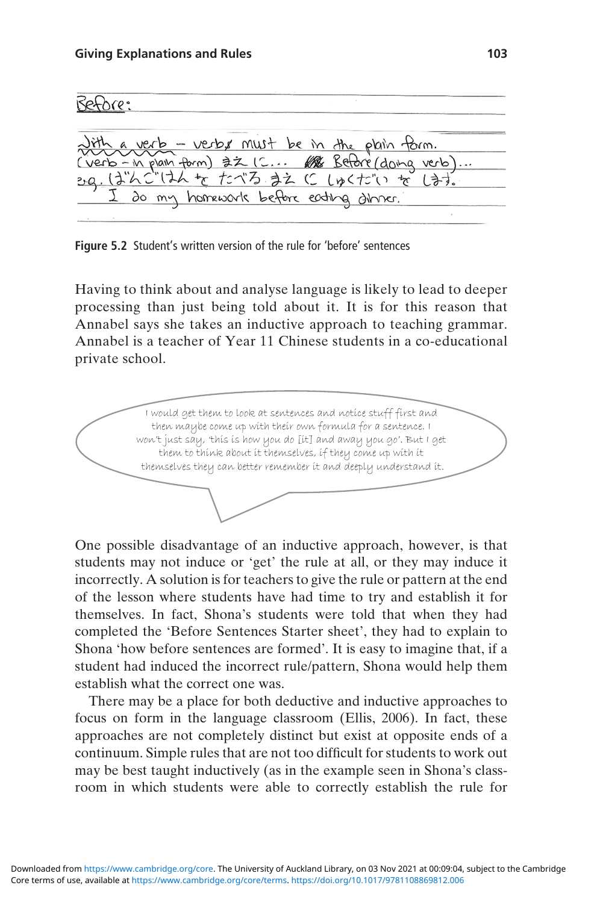Before:

With a verb – verbs must be in the plain form.
(verb – in plain form) まえに… Before (doing verb)…
e.g. ばんごはんをたべるまえにしゅくだいをします。
I do my homework before eating dinner.

**Figure 5.2** Student's written version of the rule for 'before' sentences

Having to think about and analyse language is likely to lead to deeper processing than just being told about it. It is for this reason that Annabel says she takes an inductive approach to teaching grammar. Annabel is a teacher of Year 11 Chinese students in a co-educational private school.

> I would get them to look at sentences and notice stuff first and then maybe come up with their own formula for a sentence. I won't just say, 'this is how you do [it] and away you go'. But I get them to think about it themselves, if they come up with it themselves they can better remember it and deeply understand it.

One possible disadvantage of an inductive approach, however, is that students may not induce or 'get' the rule at all, or they may induce it incorrectly. A solution is for teachers to give the rule or pattern at the end of the lesson where students have had time to try and establish it for themselves. In fact, Shona's students were told that when they had completed the 'Before Sentences Starter sheet', they had to explain to Shona 'how before sentences are formed'. It is easy to imagine that, if a student had induced the incorrect rule/pattern, Shona would help them establish what the correct one was.

There may be a place for both deductive and inductive approaches to focus on form in the language classroom (Ellis, 2006). In fact, these approaches are not completely distinct but exist at opposite ends of a continuum. Simple rules that are not too difficult for students to work out may be best taught inductively (as in the example seen in Shona's classroom in which students were able to correctly establish the rule for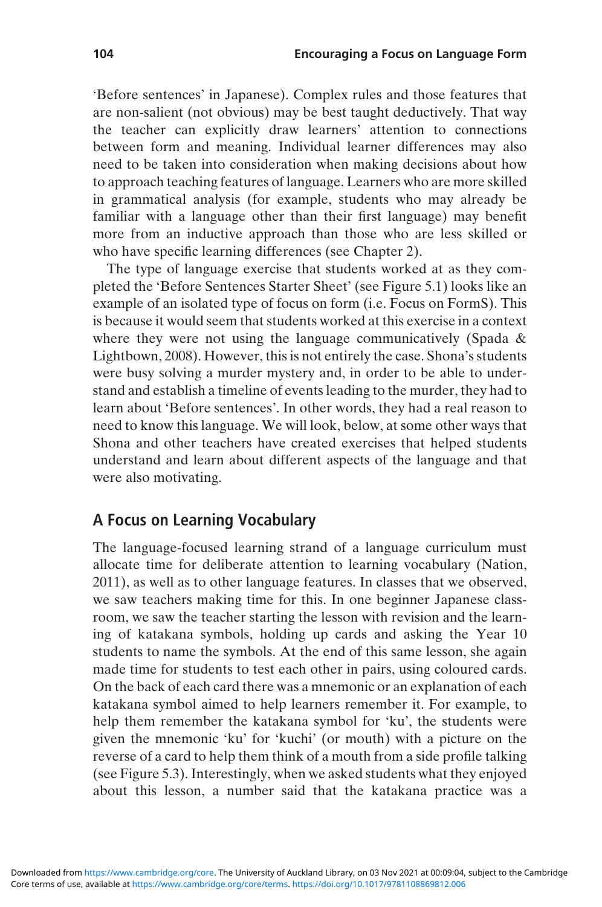'Before sentences' in Japanese). Complex rules and those features that are non-salient (not obvious) may be best taught deductively. That way the teacher can explicitly draw learners' attention to connections between form and meaning. Individual learner differences may also need to be taken into consideration when making decisions about how to approach teaching features of language. Learners who are more skilled in grammatical analysis (for example, students who may already be familiar with a language other than their first language) may benefit more from an inductive approach than those who are less skilled or who have specific learning differences (see Chapter 2).

The type of language exercise that students worked at as they completed the 'Before Sentences Starter Sheet' (see Figure 5.1) looks like an example of an isolated type of focus on form (i.e. Focus on FormS). This is because it would seem that students worked at this exercise in a context where they were not using the language communicatively (Spada & Lightbown, 2008). However, this is not entirely the case. Shona's students were busy solving a murder mystery and, in order to be able to understand and establish a timeline of events leading to the murder, they had to learn about 'Before sentences'. In other words, they had a real reason to need to know this language. We will look, below, at some other ways that Shona and other teachers have created exercises that helped students understand and learn about different aspects of the language and that were also motivating.

## A Focus on Learning Vocabulary

The language-focused learning strand of a language curriculum must allocate time for deliberate attention to learning vocabulary (Nation, 2011), as well as to other language features. In classes that we observed, we saw teachers making time for this. In one beginner Japanese classroom, we saw the teacher starting the lesson with revision and the learning of katakana symbols, holding up cards and asking the Year 10 students to name the symbols. At the end of this same lesson, she again made time for students to test each other in pairs, using coloured cards. On the back of each card there was a mnemonic or an explanation of each katakana symbol aimed to help learners remember it. For example, to help them remember the katakana symbol for 'ku', the students were given the mnemonic 'ku' for 'kuchi' (or mouth) with a picture on the reverse of a card to help them think of a mouth from a side profile talking (see Figure 5.3). Interestingly, when we asked students what they enjoyed about this lesson, a number said that the katakana practice was a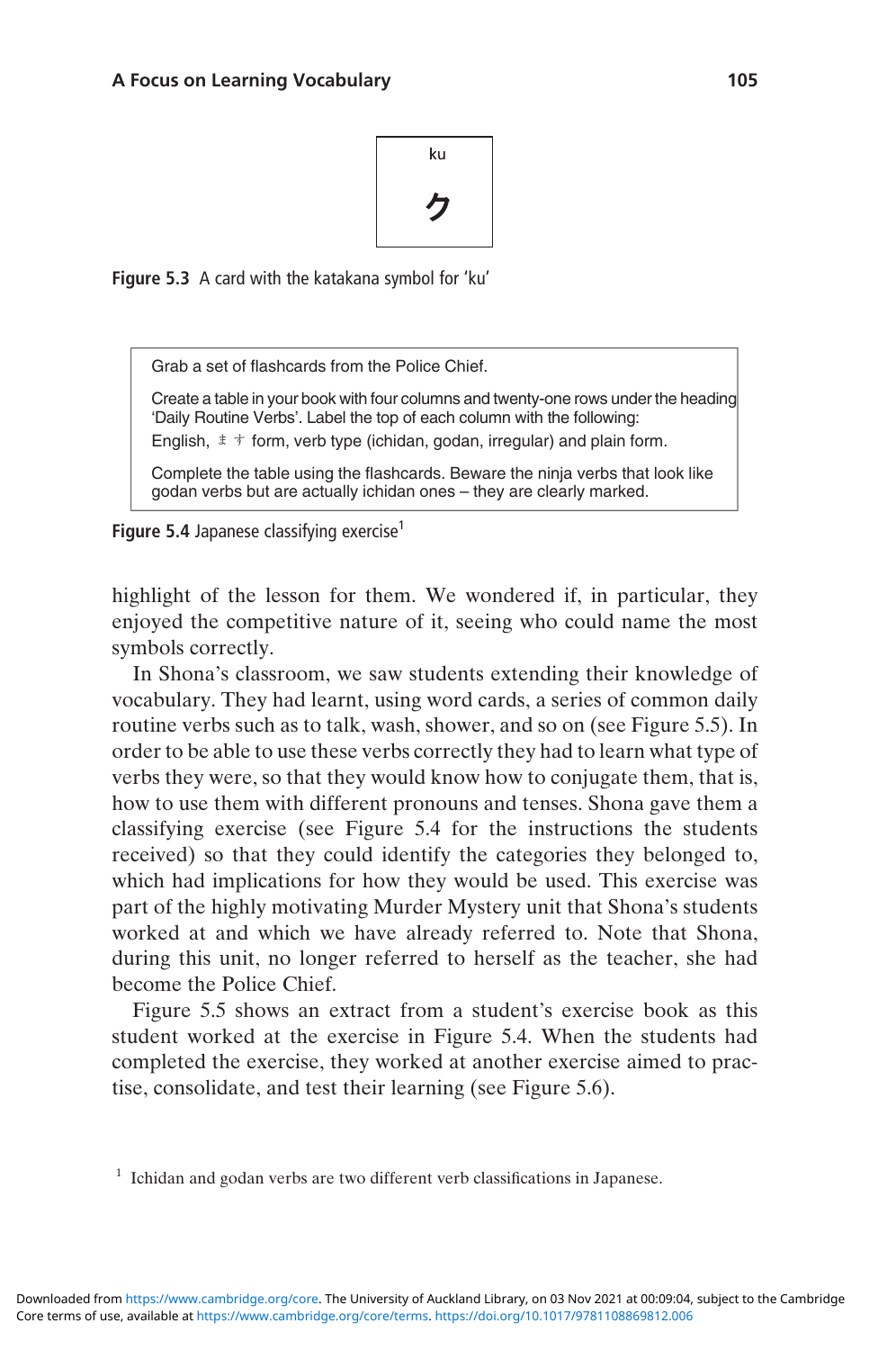ku

ク

**Figure 5.3** A card with the katakana symbol for 'ku'

> Grab a set of flashcards from the Police Chief.
>
> Create a table in your book with four columns and twenty-one rows under the heading 'Daily Routine Verbs'. Label the top of each column with the following: English, ます form, verb type (ichidan, godan, irregular) and plain form.
>
> Complete the table using the flashcards. Beware the ninja verbs that look like godan verbs but are actually ichidan ones – they are clearly marked.

**Figure 5.4** Japanese classifying exercise[1]

highlight of the lesson for them. We wondered if, in particular, they enjoyed the competitive nature of it, seeing who could name the most symbols correctly.

In Shona's classroom, we saw students extending their knowledge of vocabulary. They had learnt, using word cards, a series of common daily routine verbs such as to talk, wash, shower, and so on (see Figure 5.5). In order to be able to use these verbs correctly they had to learn what type of verbs they were, so that they would know how to conjugate them, that is, how to use them with different pronouns and tenses. Shona gave them a classifying exercise (see Figure 5.4 for the instructions the students received) so that they could identify the categories they belonged to, which had implications for how they would be used. This exercise was part of the highly motivating Murder Mystery unit that Shona's students worked at and which we have already referred to. Note that Shona, during this unit, no longer referred to herself as the teacher, she had become the Police Chief.

Figure 5.5 shows an extract from a student's exercise book as this student worked at the exercise in Figure 5.4. When the students had completed the exercise, they worked at another exercise aimed to practise, consolidate, and test their learning (see Figure 5.6).

[1] Ichidan and godan verbs are two different verb classifications in Japanese.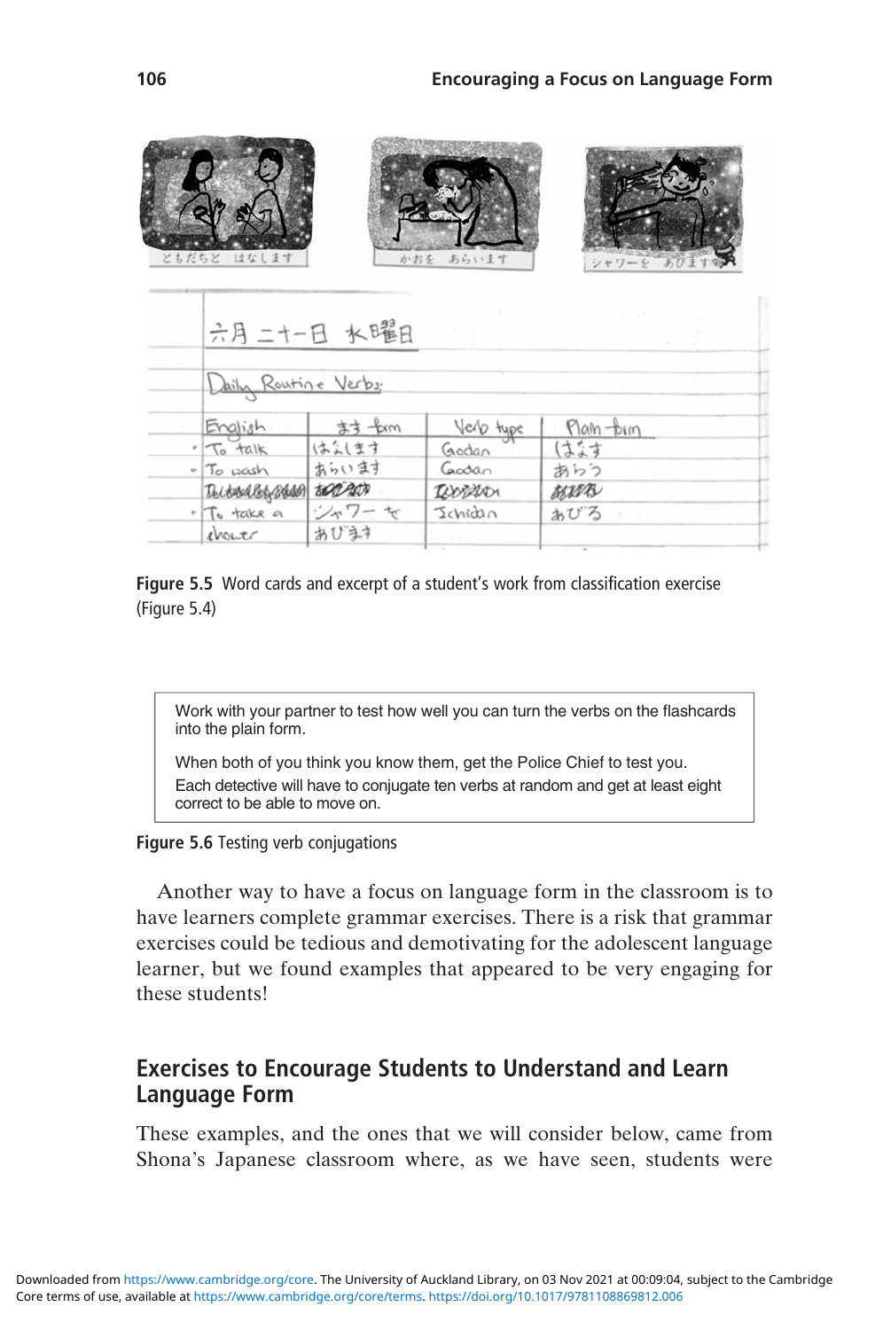Figure 5.5 Word cards and excerpt of a student's work from classification exercise (Figure 5.4)

> Work with your partner to test how well you can turn the verbs on the flashcards into the plain form.
>
> When both of you think you know them, get the Police Chief to test you.
>
> Each detective will have to conjugate ten verbs at random and get at least eight correct to be able to move on.

Figure 5.6 Testing verb conjugations

Another way to have a focus on language form in the classroom is to have learners complete grammar exercises. There is a risk that grammar exercises could be tedious and demotivating for the adolescent language learner, but we found examples that appeared to be very engaging for these students!

## Exercises to Encourage Students to Understand and Learn Language Form

These examples, and the ones that we will consider below, came from Shona's Japanese classroom where, as we have seen, students were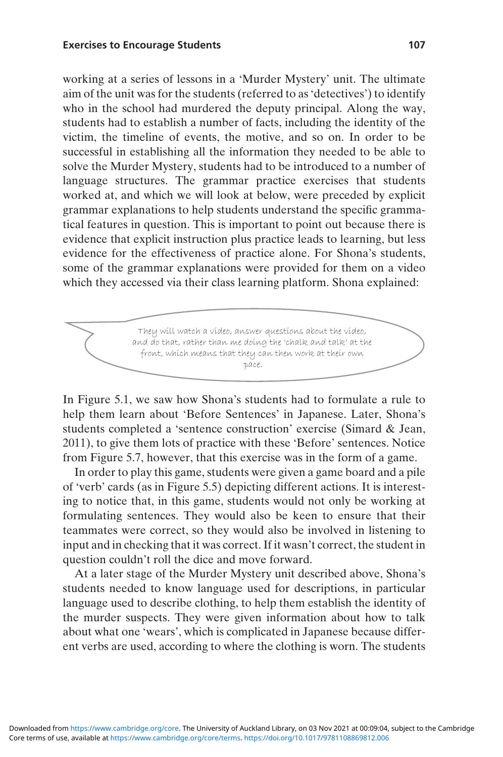working at a series of lessons in a 'Murder Mystery' unit. The ultimate aim of the unit was for the students (referred to as 'detectives') to identify who in the school had murdered the deputy principal. Along the way, students had to establish a number of facts, including the identity of the victim, the timeline of events, the motive, and so on. In order to be successful in establishing all the information they needed to be able to solve the Murder Mystery, students had to be introduced to a number of language structures. The grammar practice exercises that students worked at, and which we will look at below, were preceded by explicit grammar explanations to help students understand the specific grammatical features in question. This is important to point out because there is evidence that explicit instruction plus practice leads to learning, but less evidence for the effectiveness of practice alone. For Shona's students, some of the grammar explanations were provided for them on a video which they accessed via their class learning platform. Shona explained:

> They will watch a video, answer questions about the video, and do that, rather than me doing the 'chalk and talk' at the front, which means that they can then work at their own pace.

In Figure 5.1, we saw how Shona's students had to formulate a rule to help them learn about 'Before Sentences' in Japanese. Later, Shona's students completed a 'sentence construction' exercise (Simard & Jean, 2011), to give them lots of practice with these 'Before' sentences. Notice from Figure 5.7, however, that this exercise was in the form of a game.

In order to play this game, students were given a game board and a pile of 'verb' cards (as in Figure 5.5) depicting different actions. It is interesting to notice that, in this game, students would not only be working at formulating sentences. They would also be keen to ensure that their teammates were correct, so they would also be involved in listening to input and in checking that it was correct. If it wasn't correct, the student in question couldn't roll the dice and move forward.

At a later stage of the Murder Mystery unit described above, Shona's students needed to know language used for descriptions, in particular language used to describe clothing, to help them establish the identity of the murder suspects. They were given information about how to talk about what one 'wears', which is complicated in Japanese because different verbs are used, according to where the clothing is worn. The students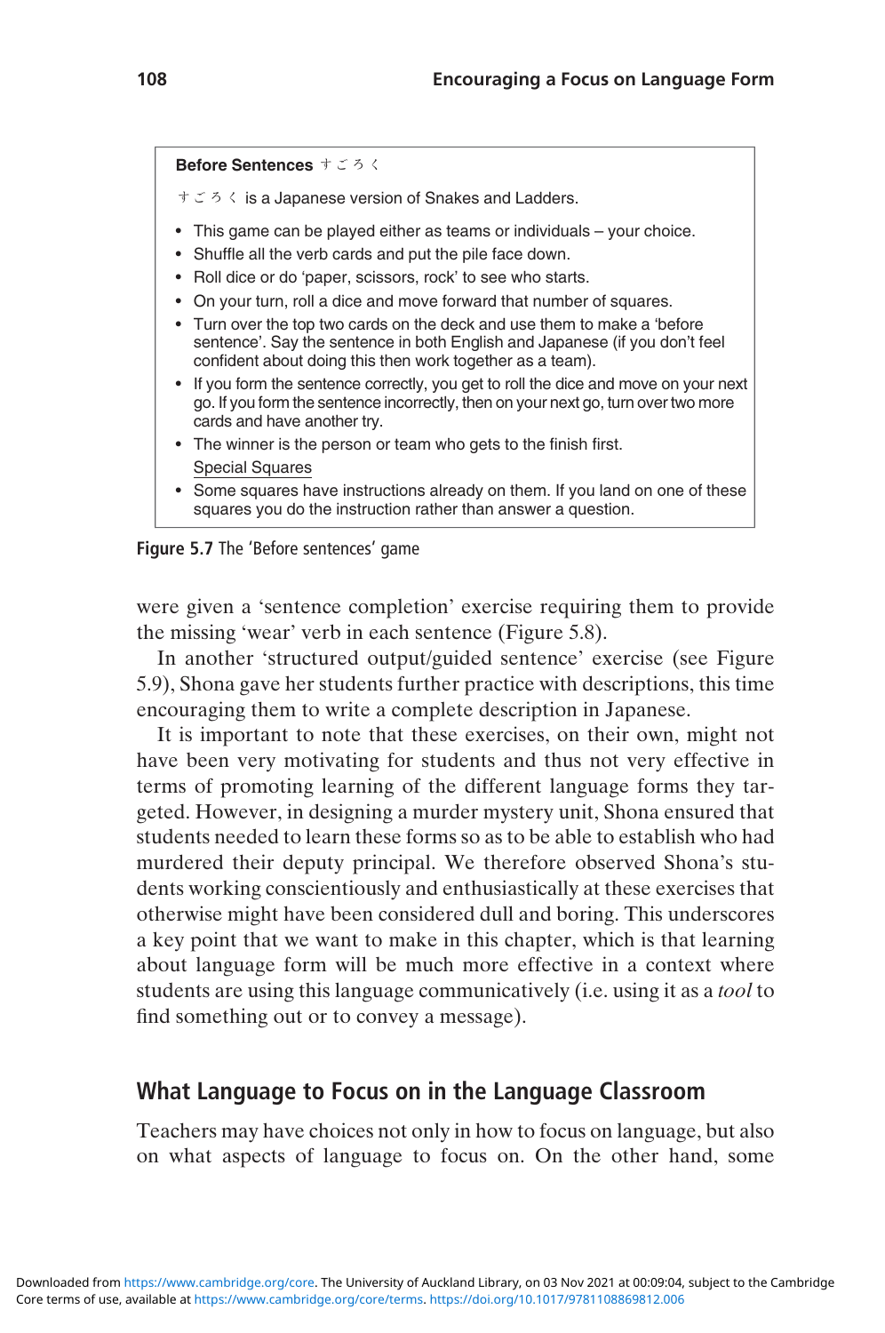**Before Sentences** すごろく

すごろく is a Japanese version of Snakes and Ladders.

- This game can be played either as teams or individuals – your choice.
- Shuffle all the verb cards and put the pile face down.
- Roll dice or do 'paper, scissors, rock' to see who starts.
- On your turn, roll a dice and move forward that number of squares.
- Turn over the top two cards on the deck and use them to make a 'before sentence'. Say the sentence in both English and Japanese (if you don't feel confident about doing this then work together as a team).
- If you form the sentence correctly, you get to roll the dice and move on your next go. If you form the sentence incorrectly, then on your next go, turn over two more cards and have another try.
- The winner is the person or team who gets to the finish first.

Special Squares

- Some squares have instructions already on them. If you land on one of these squares you do the instruction rather than answer a question.

**Figure 5.7** The 'Before sentences' game

were given a 'sentence completion' exercise requiring them to provide the missing 'wear' verb in each sentence (Figure 5.8).

In another 'structured output/guided sentence' exercise (see Figure 5.9), Shona gave her students further practice with descriptions, this time encouraging them to write a complete description in Japanese.

It is important to note that these exercises, on their own, might not have been very motivating for students and thus not very effective in terms of promoting learning of the different language forms they targeted. However, in designing a murder mystery unit, Shona ensured that students needed to learn these forms so as to be able to establish who had murdered their deputy principal. We therefore observed Shona's students working conscientiously and enthusiastically at these exercises that otherwise might have been considered dull and boring. This underscores a key point that we want to make in this chapter, which is that learning about language form will be much more effective in a context where students are using this language communicatively (i.e. using it as a *tool* to find something out or to convey a message).

## What Language to Focus on in the Language Classroom

Teachers may have choices not only in how to focus on language, but also on what aspects of language to focus on. On the other hand, some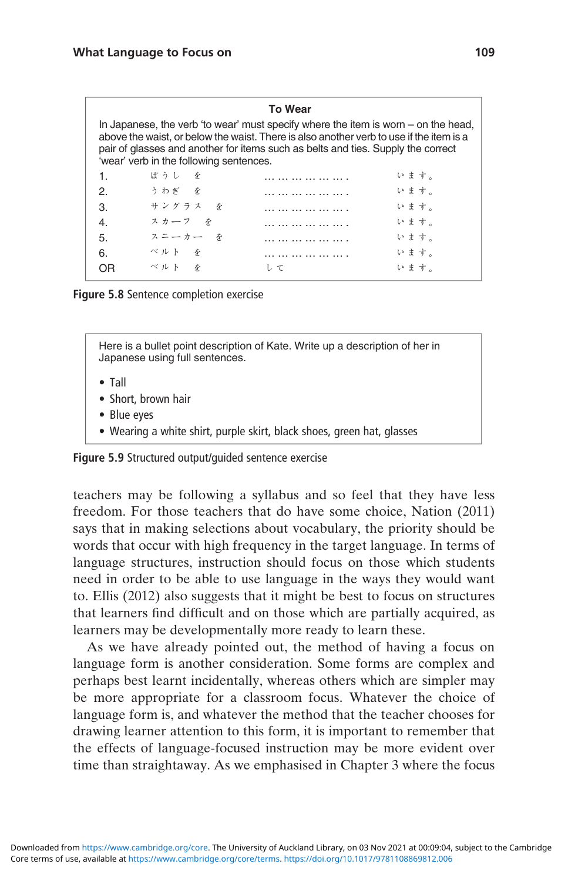**To Wear**

In Japanese, the verb 'to wear' must specify where the item is worn – on the head, above the waist, or below the waist. There is also another verb to use if the item is a pair of glasses and another for items such as belts and ties. Supply the correct 'wear' verb in the following sentences.

| | | | |
|---|---|---|---|
| 1. | ぼうし　を | ……………… . | います。 |
| 2. | うわぎ　を | ……………… . | います。 |
| 3. | サングラス　を | ……………… . | います。 |
| 4. | スカーフ　を | ……………… . | います。 |
| 5. | スニーカー　を | ……………… . | います。 |
| 6. | ベルト　を | ……………… . | います。 |
| OR | ベルト　を | して | います。 |

**Figure 5.8** Sentence completion exercise

Here is a bullet point description of Kate. Write up a description of her in Japanese using full sentences.

- Tall
- Short, brown hair
- Blue eyes
- Wearing a white shirt, purple skirt, black shoes, green hat, glasses

**Figure 5.9** Structured output/guided sentence exercise

teachers may be following a syllabus and so feel that they have less freedom. For those teachers that do have some choice, Nation (2011) says that in making selections about vocabulary, the priority should be words that occur with high frequency in the target language. In terms of language structures, instruction should focus on those which students need in order to be able to use language in the ways they would want to. Ellis (2012) also suggests that it might be best to focus on structures that learners find difficult and on those which are partially acquired, as learners may be developmentally more ready to learn these.

As we have already pointed out, the method of having a focus on language form is another consideration. Some forms are complex and perhaps best learnt incidentally, whereas others which are simpler may be more appropriate for a classroom focus. Whatever the choice of language form is, and whatever the method that the teacher chooses for drawing learner attention to this form, it is important to remember that the effects of language-focused instruction may be more evident over time than straightaway. As we emphasised in Chapter 3 where the focus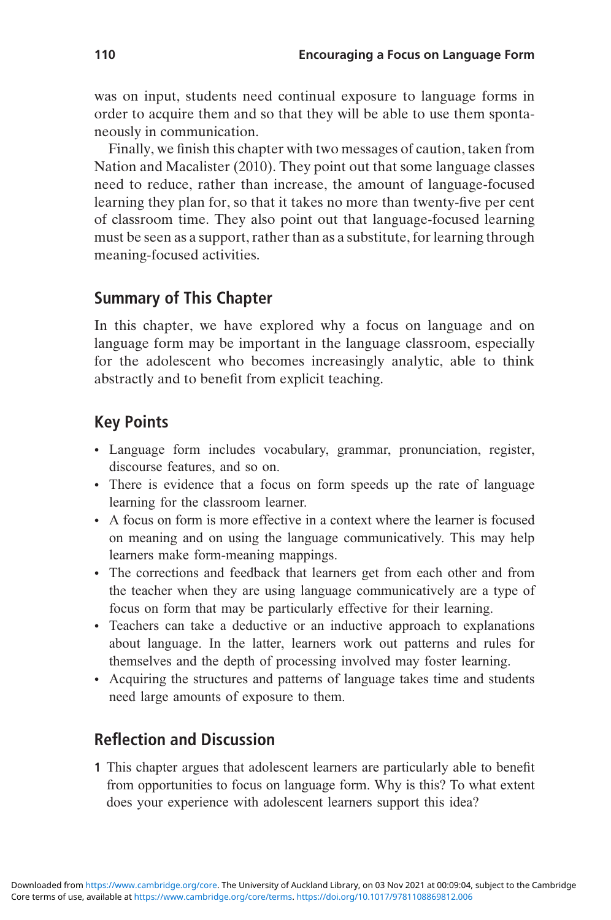was on input, students need continual exposure to language forms in order to acquire them and so that they will be able to use them spontaneously in communication.

Finally, we finish this chapter with two messages of caution, taken from Nation and Macalister (2010). They point out that some language classes need to reduce, rather than increase, the amount of language-focused learning they plan for, so that it takes no more than twenty-five per cent of classroom time. They also point out that language-focused learning must be seen as a support, rather than as a substitute, for learning through meaning-focused activities.

## Summary of This Chapter

In this chapter, we have explored why a focus on language and on language form may be important in the language classroom, especially for the adolescent who becomes increasingly analytic, able to think abstractly and to benefit from explicit teaching.

## Key Points

- Language form includes vocabulary, grammar, pronunciation, register, discourse features, and so on.
- There is evidence that a focus on form speeds up the rate of language learning for the classroom learner.
- A focus on form is more effective in a context where the learner is focused on meaning and on using the language communicatively. This may help learners make form-meaning mappings.
- The corrections and feedback that learners get from each other and from the teacher when they are using language communicatively are a type of focus on form that may be particularly effective for their learning.
- Teachers can take a deductive or an inductive approach to explanations about language. In the latter, learners work out patterns and rules for themselves and the depth of processing involved may foster learning.
- Acquiring the structures and patterns of language takes time and students need large amounts of exposure to them.

## Reflection and Discussion

1 This chapter argues that adolescent learners are particularly able to benefit from opportunities to focus on language form. Why is this? To what extent does your experience with adolescent learners support this idea?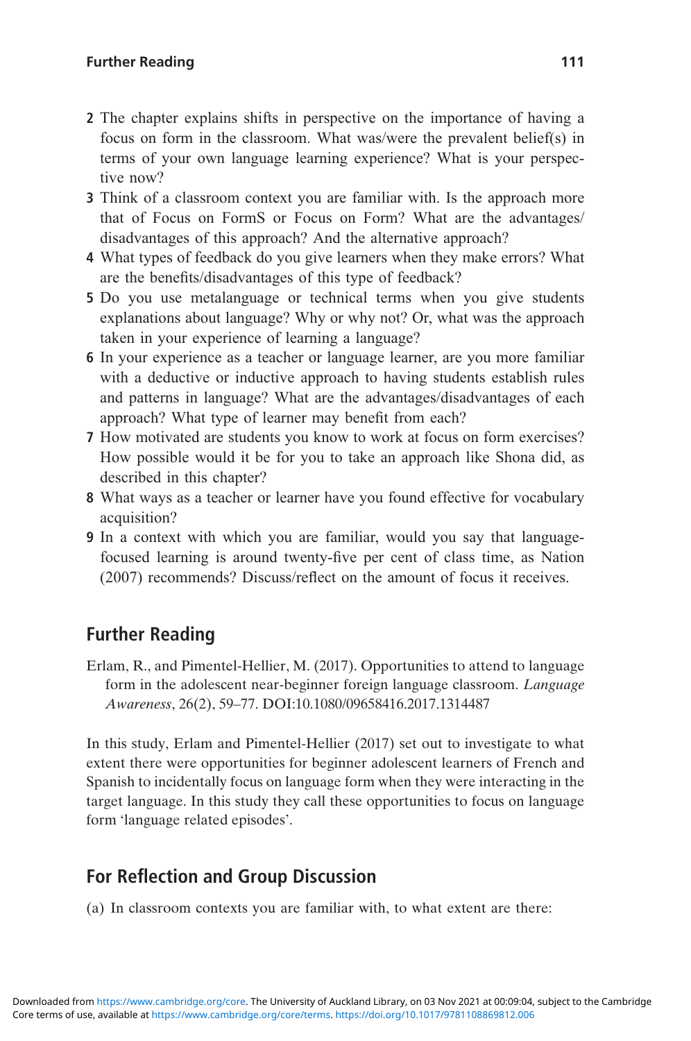2. The chapter explains shifts in perspective on the importance of having a focus on form in the classroom. What was/were the prevalent belief(s) in terms of your own language learning experience? What is your perspective now?
3. Think of a classroom context you are familiar with. Is the approach more that of Focus on FormS or Focus on Form? What are the advantages/disadvantages of this approach? And the alternative approach?
4. What types of feedback do you give learners when they make errors? What are the benefits/disadvantages of this type of feedback?
5. Do you use metalanguage or technical terms when you give students explanations about language? Why or why not? Or, what was the approach taken in your experience of learning a language?
6. In your experience as a teacher or language learner, are you more familiar with a deductive or inductive approach to having students establish rules and patterns in language? What are the advantages/disadvantages of each approach? What type of learner may benefit from each?
7. How motivated are students you know to work at focus on form exercises? How possible would it be for you to take an approach like Shona did, as described in this chapter?
8. What ways as a teacher or learner have you found effective for vocabulary acquisition?
9. In a context with which you are familiar, would you say that language-focused learning is around twenty-five per cent of class time, as Nation (2007) recommends? Discuss/reflect on the amount of focus it receives.

## Further Reading

Erlam, R., and Pimentel-Hellier, M. (2017). Opportunities to attend to language form in the adolescent near-beginner foreign language classroom. *Language Awareness*, 26(2), 59–77. DOI:10.1080/09658416.2017.1314487

In this study, Erlam and Pimentel-Hellier (2017) set out to investigate to what extent there were opportunities for beginner adolescent learners of French and Spanish to incidentally focus on language form when they were interacting in the target language. In this study they call these opportunities to focus on language form 'language related episodes'.

## For Reflection and Group Discussion

(a) In classroom contexts you are familiar with, to what extent are there: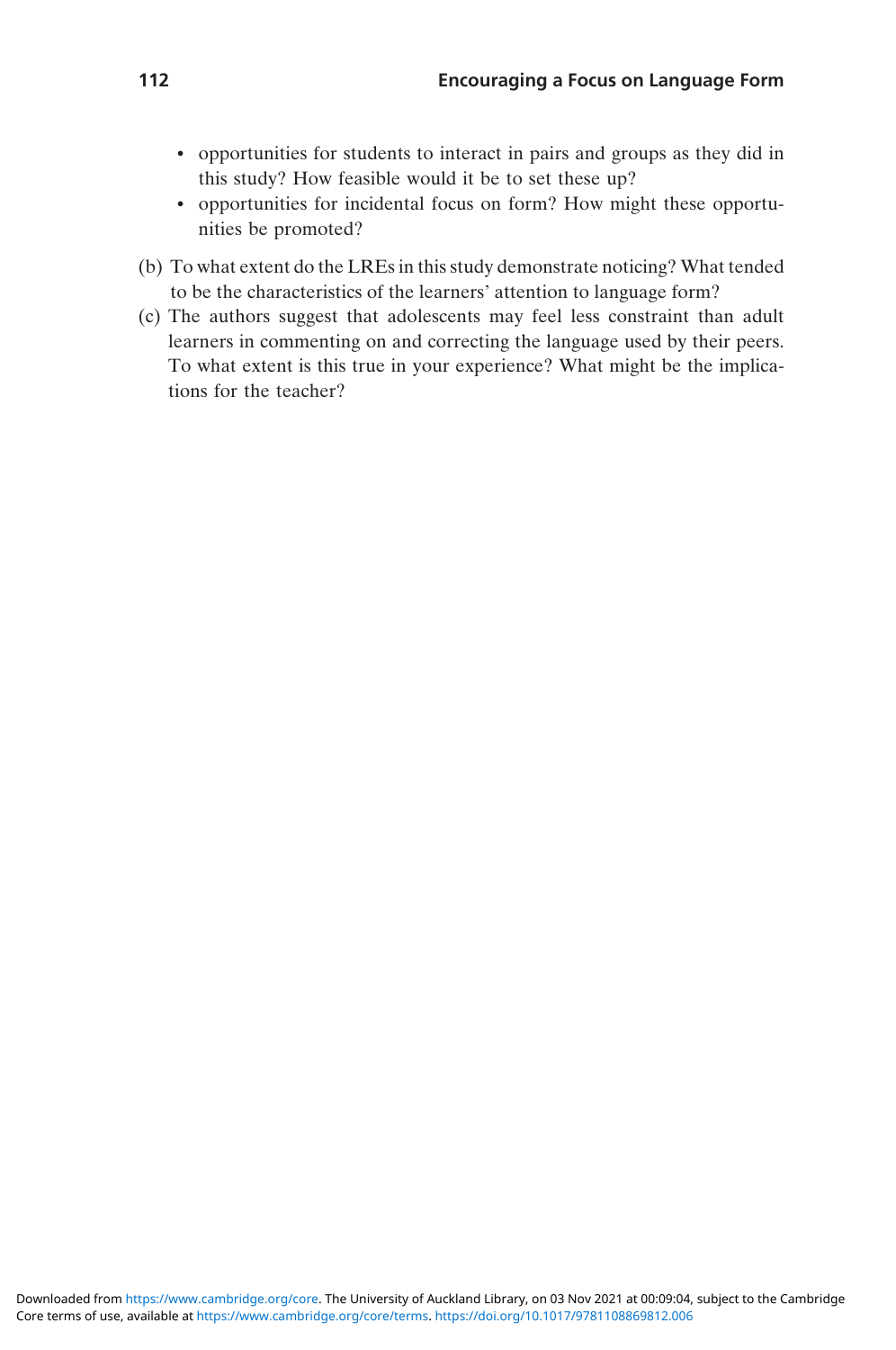- opportunities for students to interact in pairs and groups as they did in this study? How feasible would it be to set these up?
- opportunities for incidental focus on form? How might these opportunities be promoted?

(b) To what extent do the LREs in this study demonstrate noticing? What tended to be the characteristics of the learners' attention to language form?

(c) The authors suggest that adolescents may feel less constraint than adult learners in commenting on and correcting the language used by their peers. To what extent is this true in your experience? What might be the implications for the teacher?